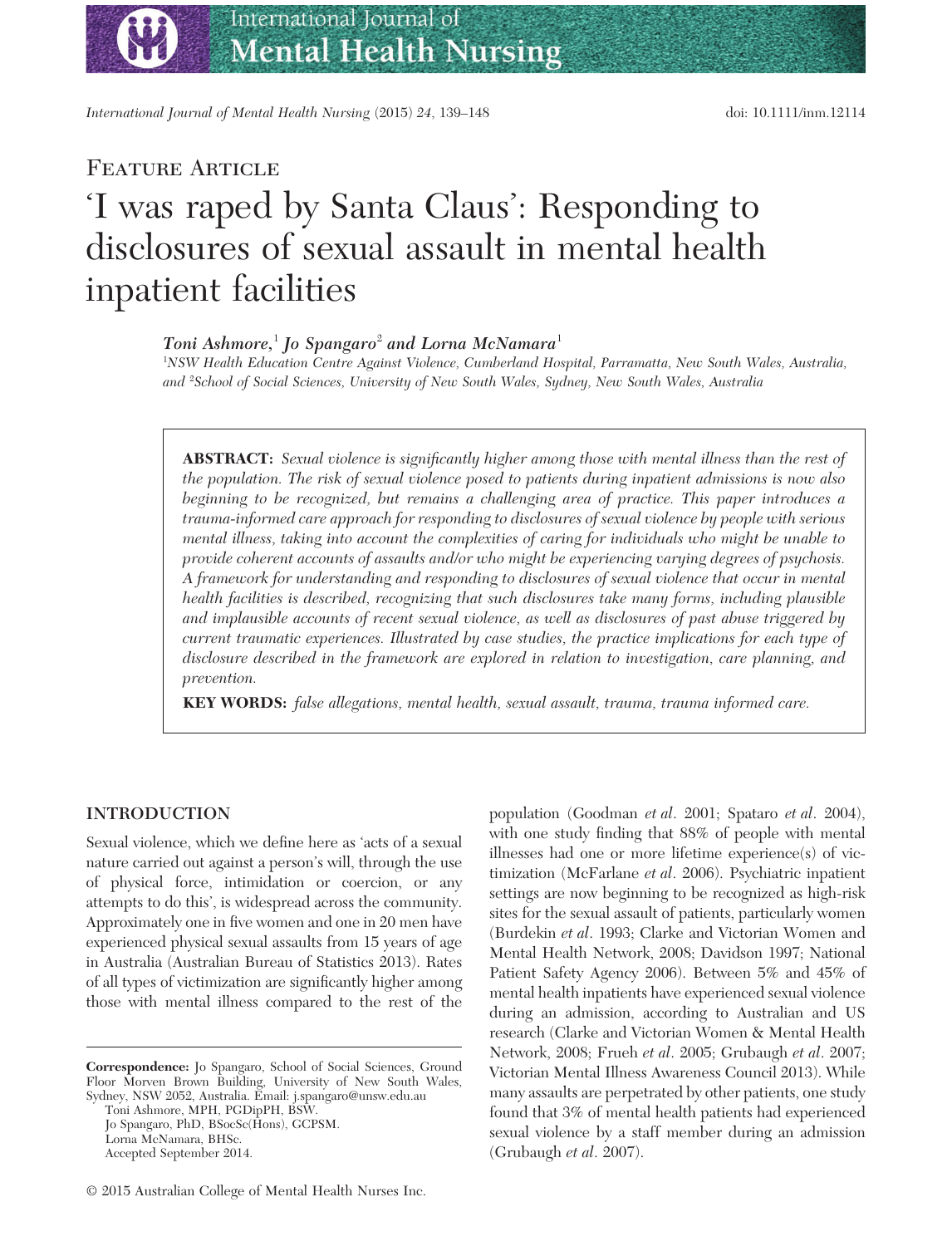Feature Article

# 'I was raped by Santa Claus': Responding to disclosures of sexual assault in mental health inpatient facilities

***Toni Ashmore,***[1] ***Jo Spangaro***[2] ***and Lorna McNamara***[1]

[1]*NSW Health Education Centre Against Violence, Cumberland Hospital, Parramatta, New South Wales, Australia, and* [2]*School of Social Sciences, University of New South Wales, Sydney, New South Wales, Australia*

**ABSTRACT:** *Sexual violence is significantly higher among those with mental illness than the rest of the population. The risk of sexual violence posed to patients during inpatient admissions is now also beginning to be recognized, but remains a challenging area of practice. This paper introduces a trauma-informed care approach for responding to disclosures of sexual violence by people with serious mental illness, taking into account the complexities of caring for individuals who might be unable to provide coherent accounts of assaults and/or who might be experiencing varying degrees of psychosis. A framework for understanding and responding to disclosures of sexual violence that occur in mental health facilities is described, recognizing that such disclosures take many forms, including plausible and implausible accounts of recent sexual violence, as well as disclosures of past abuse triggered by current traumatic experiences. Illustrated by case studies, the practice implications for each type of disclosure described in the framework are explored in relation to investigation, care planning, and prevention.*

**KEY WORDS:** *false allegations, mental health, sexual assault, trauma, trauma informed care.*

## INTRODUCTION

Sexual violence, which we define here as 'acts of a sexual nature carried out against a person's will, through the use of physical force, intimidation or coercion, or any attempts to do this', is widespread across the community. Approximately one in five women and one in 20 men have experienced physical sexual assaults from 15 years of age in Australia (Australian Bureau of Statistics 2013). Rates of all types of victimization are significantly higher among those with mental illness compared to the rest of the population (Goodman *et al*. 2001; Spataro *et al*. 2004), with one study finding that 88% of people with mental illnesses had one or more lifetime experience(s) of victimization (McFarlane *et al*. 2006). Psychiatric inpatient settings are now beginning to be recognized as high-risk sites for the sexual assault of patients, particularly women (Burdekin *et al*. 1993; Clarke and Victorian Women and Mental Health Network, 2008; Davidson 1997; National Patient Safety Agency 2006). Between 5% and 45% of mental health inpatients have experienced sexual violence during an admission, according to Australian and US research (Clarke and Victorian Women & Mental Health Network, 2008; Frueh *et al*. 2005; Grubaugh *et al*. 2007; Victorian Mental Illness Awareness Council 2013). While many assaults are perpetrated by other patients, one study found that 3% of mental health patients had experienced sexual violence by a staff member during an admission (Grubaugh *et al*. 2007).

**Correspondence:** Jo Spangaro, School of Social Sciences, Ground Floor Morven Brown Building, University of New South Wales, Sydney, NSW 2052, Australia. Email: j.spangaro@unsw.edu.au

Toni Ashmore, MPH, PGDipPH, BSW.
Jo Spangaro, PhD, BSocSc(Hons), GCPSM.
Lorna McNamara, BHSc.
Accepted September 2014.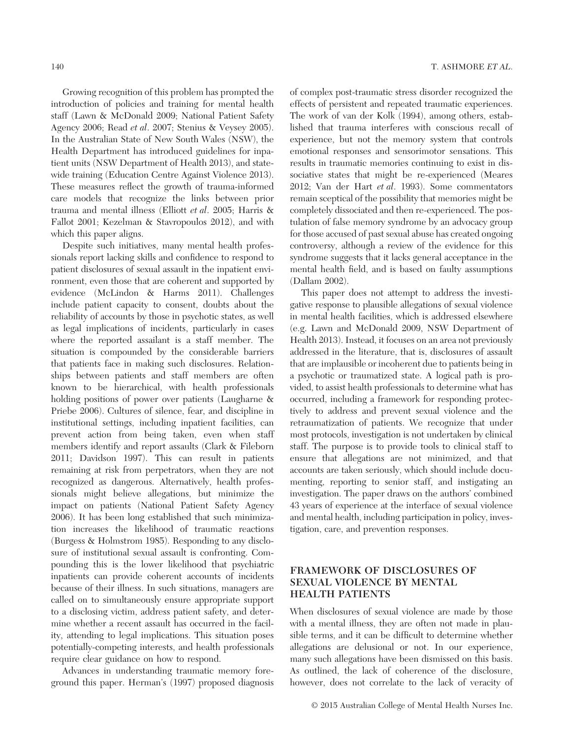Growing recognition of this problem has prompted the introduction of policies and training for mental health staff (Lawn & McDonald 2009; National Patient Safety Agency 2006; Read *et al*. 2007; Stenius & Veysey 2005). In the Australian State of New South Wales (NSW), the Health Department has introduced guidelines for inpatient units (NSW Department of Health 2013), and statewide training (Education Centre Against Violence 2013). These measures reflect the growth of trauma-informed care models that recognize the links between prior trauma and mental illness (Elliott *et al*. 2005; Harris & Fallot 2001; Kezelman & Stavropoulos 2012), and with which this paper aligns.

Despite such initiatives, many mental health professionals report lacking skills and confidence to respond to patient disclosures of sexual assault in the inpatient environment, even those that are coherent and supported by evidence (McLindon & Harms 2011). Challenges include patient capacity to consent, doubts about the reliability of accounts by those in psychotic states, as well as legal implications of incidents, particularly in cases where the reported assailant is a staff member. The situation is compounded by the considerable barriers that patients face in making such disclosures. Relationships between patients and staff members are often known to be hierarchical, with health professionals holding positions of power over patients (Laugharne & Priebe 2006). Cultures of silence, fear, and discipline in institutional settings, including inpatient facilities, can prevent action from being taken, even when staff members identify and report assaults (Clark & Fileborn 2011; Davidson 1997). This can result in patients remaining at risk from perpetrators, when they are not recognized as dangerous. Alternatively, health professionals might believe allegations, but minimize the impact on patients (National Patient Safety Agency 2006). It has been long established that such minimization increases the likelihood of traumatic reactions (Burgess & Holmstrom 1985). Responding to any disclosure of institutional sexual assault is confronting. Compounding this is the lower likelihood that psychiatric inpatients can provide coherent accounts of incidents because of their illness. In such situations, managers are called on to simultaneously ensure appropriate support to a disclosing victim, address patient safety, and determine whether a recent assault has occurred in the facility, attending to legal implications. This situation poses potentially-competing interests, and health professionals require clear guidance on how to respond.

Advances in understanding traumatic memory foreground this paper. Herman's (1997) proposed diagnosis of complex post-traumatic stress disorder recognized the effects of persistent and repeated traumatic experiences. The work of van der Kolk (1994), among others, established that trauma interferes with conscious recall of experience, but not the memory system that controls emotional responses and sensorimotor sensations. This results in traumatic memories continuing to exist in dissociative states that might be re-experienced (Meares 2012; Van der Hart *et al*. 1993). Some commentators remain sceptical of the possibility that memories might be completely dissociated and then re-experienced. The postulation of false memory syndrome by an advocacy group for those accused of past sexual abuse has created ongoing controversy, although a review of the evidence for this syndrome suggests that it lacks general acceptance in the mental health field, and is based on faulty assumptions (Dallam 2002).

This paper does not attempt to address the investigative response to plausible allegations of sexual violence in mental health facilities, which is addressed elsewhere (e.g. Lawn and McDonald 2009, NSW Department of Health 2013). Instead, it focuses on an area not previously addressed in the literature, that is, disclosures of assault that are implausible or incoherent due to patients being in a psychotic or traumatized state. A logical path is provided, to assist health professionals to determine what has occurred, including a framework for responding protectively to address and prevent sexual violence and the retraumatization of patients. We recognize that under most protocols, investigation is not undertaken by clinical staff. The purpose is to provide tools to clinical staff to ensure that allegations are not minimized, and that accounts are taken seriously, which should include documenting, reporting to senior staff, and instigating an investigation. The paper draws on the authors' combined 43 years of experience at the interface of sexual violence and mental health, including participation in policy, investigation, care, and prevention responses.

## FRAMEWORK OF DISCLOSURES OF SEXUAL VIOLENCE BY MENTAL HEALTH PATIENTS

When disclosures of sexual violence are made by those with a mental illness, they are often not made in plausible terms, and it can be difficult to determine whether allegations are delusional or not. In our experience, many such allegations have been dismissed on this basis. As outlined, the lack of coherence of the disclosure, however, does not correlate to the lack of veracity of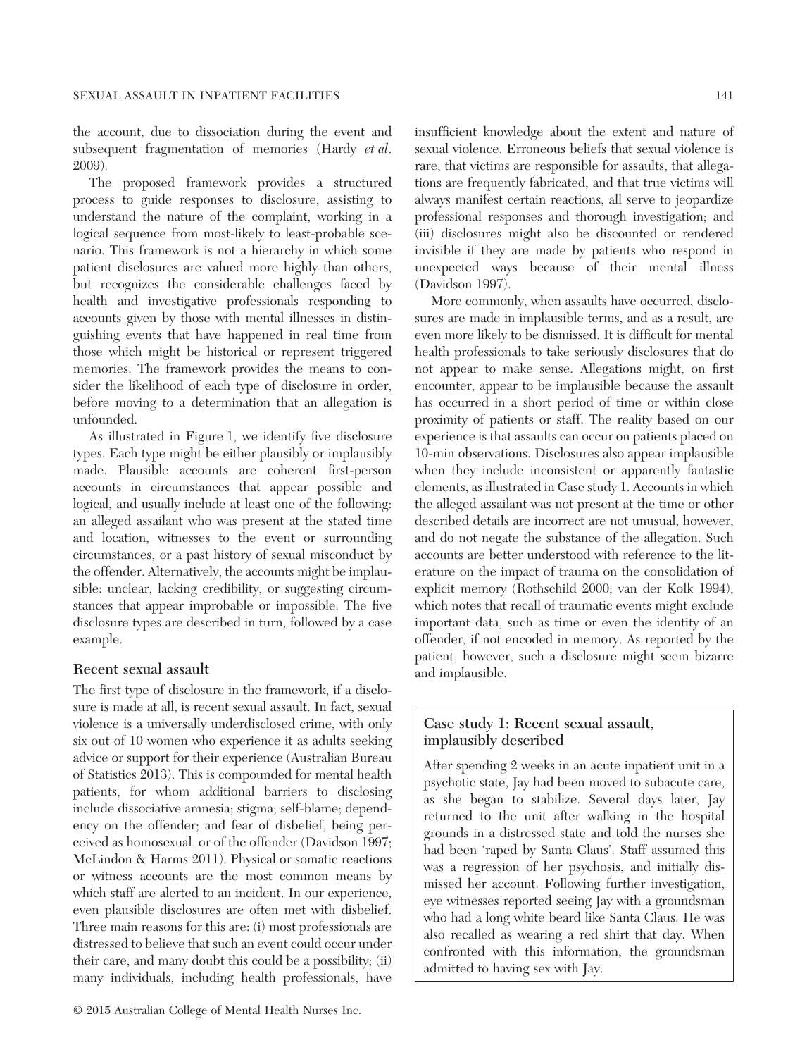the account, due to dissociation during the event and subsequent fragmentation of memories (Hardy *et al*. 2009).

The proposed framework provides a structured process to guide responses to disclosure, assisting to understand the nature of the complaint, working in a logical sequence from most-likely to least-probable scenario. This framework is not a hierarchy in which some patient disclosures are valued more highly than others, but recognizes the considerable challenges faced by health and investigative professionals responding to accounts given by those with mental illnesses in distinguishing events that have happened in real time from those which might be historical or represent triggered memories. The framework provides the means to consider the likelihood of each type of disclosure in order, before moving to a determination that an allegation is unfounded.

As illustrated in Figure 1, we identify five disclosure types. Each type might be either plausibly or implausibly made. Plausible accounts are coherent first-person accounts in circumstances that appear possible and logical, and usually include at least one of the following: an alleged assailant who was present at the stated time and location, witnesses to the event or surrounding circumstances, or a past history of sexual misconduct by the offender. Alternatively, the accounts might be implausible: unclear, lacking credibility, or suggesting circumstances that appear improbable or impossible. The five disclosure types are described in turn, followed by a case example.

### Recent sexual assault

The first type of disclosure in the framework, if a disclosure is made at all, is recent sexual assault. In fact, sexual violence is a universally underdisclosed crime, with only six out of 10 women who experience it as adults seeking advice or support for their experience (Australian Bureau of Statistics 2013). This is compounded for mental health patients, for whom additional barriers to disclosing include dissociative amnesia; stigma; self-blame; dependency on the offender; and fear of disbelief, being perceived as homosexual, or of the offender (Davidson 1997; McLindon & Harms 2011). Physical or somatic reactions or witness accounts are the most common means by which staff are alerted to an incident. In our experience, even plausible disclosures are often met with disbelief. Three main reasons for this are: (i) most professionals are distressed to believe that such an event could occur under their care, and many doubt this could be a possibility; (ii) many individuals, including health professionals, have insufficient knowledge about the extent and nature of sexual violence. Erroneous beliefs that sexual violence is rare, that victims are responsible for assaults, that allegations are frequently fabricated, and that true victims will always manifest certain reactions, all serve to jeopardize professional responses and thorough investigation; and (iii) disclosures might also be discounted or rendered invisible if they are made by patients who respond in unexpected ways because of their mental illness (Davidson 1997).

More commonly, when assaults have occurred, disclosures are made in implausible terms, and as a result, are even more likely to be dismissed. It is difficult for mental health professionals to take seriously disclosures that do not appear to make sense. Allegations might, on first encounter, appear to be implausible because the assault has occurred in a short period of time or within close proximity of patients or staff. The reality based on our experience is that assaults can occur on patients placed on 10-min observations. Disclosures also appear implausible when they include inconsistent or apparently fantastic elements, as illustrated in Case study 1. Accounts in which the alleged assailant was not present at the time or other described details are incorrect are not unusual, however, and do not negate the substance of the allegation. Such accounts are better understood with reference to the literature on the impact of trauma on the consolidation of explicit memory (Rothschild 2000; van der Kolk 1994), which notes that recall of traumatic events might exclude important data, such as time or even the identity of an offender, if not encoded in memory. As reported by the patient, however, such a disclosure might seem bizarre and implausible.

#### Case study 1: Recent sexual assault, implausibly described

After spending 2 weeks in an acute inpatient unit in a psychotic state, Jay had been moved to subacute care, as she began to stabilize. Several days later, Jay returned to the unit after walking in the hospital grounds in a distressed state and told the nurses she had been 'raped by Santa Claus'. Staff assumed this was a regression of her psychosis, and initially dismissed her account. Following further investigation, eye witnesses reported seeing Jay with a groundsman who had a long white beard like Santa Claus. He was also recalled as wearing a red shirt that day. When confronted with this information, the groundsman admitted to having sex with Jay.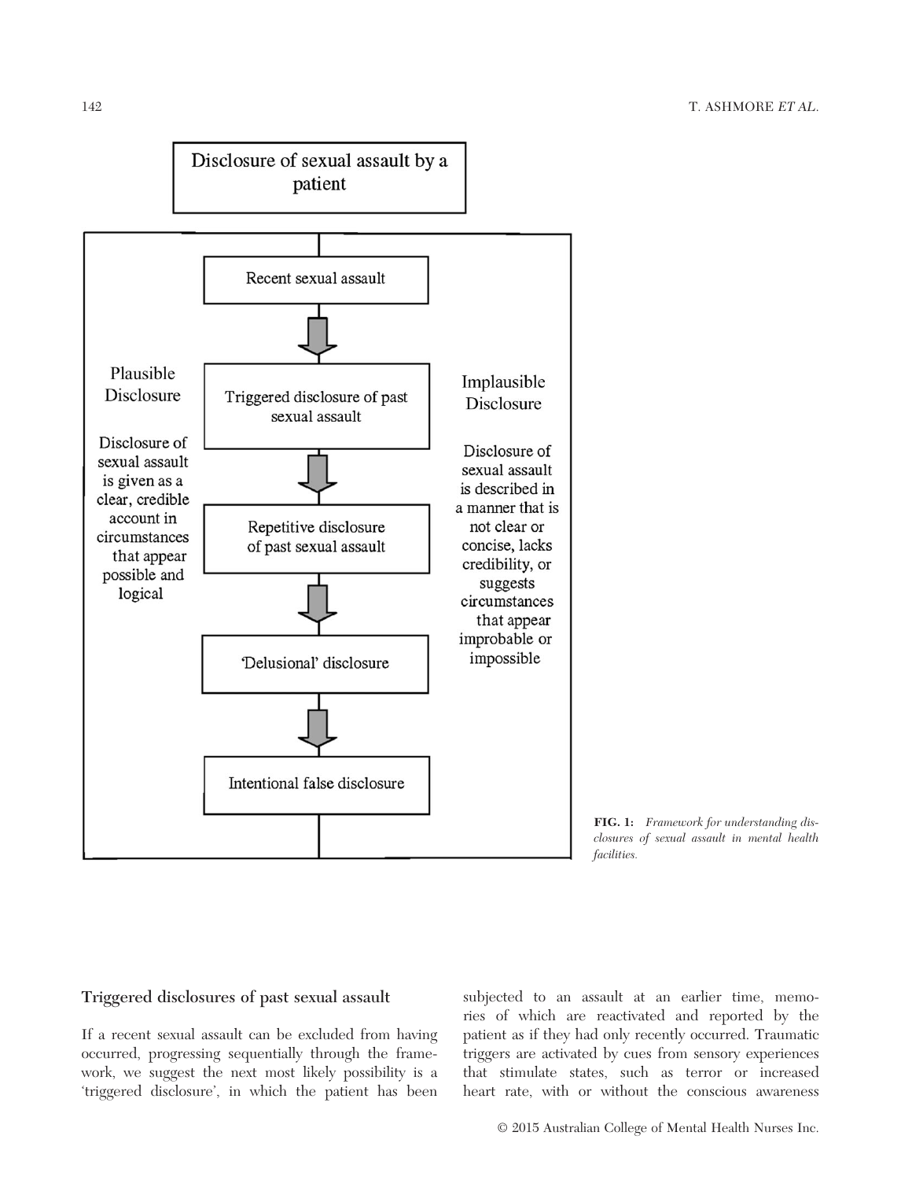Disclosure of sexual assault by a patient

Recent sexual assault

Triggered disclosure of past sexual assault

Repetitive disclosure of past sexual assault

'Delusional' disclosure

Intentional false disclosure

Plausible Disclosure

Disclosure of sexual assault is given as a clear, credible account in circumstances that appear possible and logical

Implausible Disclosure

Disclosure of sexual assault is described in a manner that is not clear or concise, lacks credibility, or suggests circumstances that appear improbable or impossible

**FIG. 1:** *Framework for understanding disclosures of sexual assault in mental health facilities.*

## Triggered disclosures of past sexual assault

If a recent sexual assault can be excluded from having occurred, progressing sequentially through the framework, we suggest the next most likely possibility is a 'triggered disclosure', in which the patient has been subjected to an assault at an earlier time, memories of which are reactivated and reported by the patient as if they had only recently occurred. Traumatic triggers are activated by cues from sensory experiences that stimulate states, such as terror or increased heart rate, with or without the conscious awareness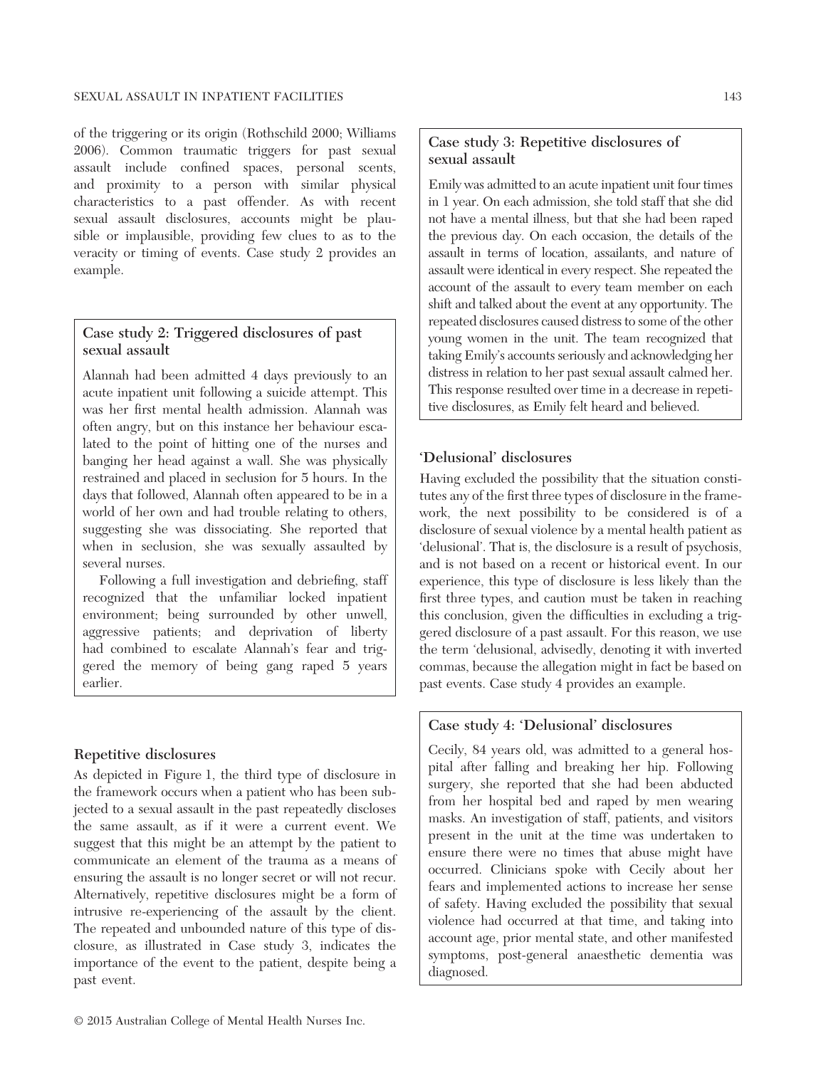of the triggering or its origin (Rothschild 2000; Williams 2006). Common traumatic triggers for past sexual assault include confined spaces, personal scents, and proximity to a person with similar physical characteristics to a past offender. As with recent sexual assault disclosures, accounts might be plausible or implausible, providing few clues to as to the veracity or timing of events. Case study 2 provides an example.

> **Case study 2: Triggered disclosures of past sexual assault**
>
> Alannah had been admitted 4 days previously to an acute inpatient unit following a suicide attempt. This was her first mental health admission. Alannah was often angry, but on this instance her behaviour escalated to the point of hitting one of the nurses and banging her head against a wall. She was physically restrained and placed in seclusion for 5 hours. In the days that followed, Alannah often appeared to be in a world of her own and had trouble relating to others, suggesting she was dissociating. She reported that when in seclusion, she was sexually assaulted by several nurses.
>
> Following a full investigation and debriefing, staff recognized that the unfamiliar locked inpatient environment; being surrounded by other unwell, aggressive patients; and deprivation of liberty had combined to escalate Alannah's fear and triggered the memory of being gang raped 5 years earlier.

### Repetitive disclosures

As depicted in Figure 1, the third type of disclosure in the framework occurs when a patient who has been subjected to a sexual assault in the past repeatedly discloses the same assault, as if it were a current event. We suggest that this might be an attempt by the patient to communicate an element of the trauma as a means of ensuring the assault is no longer secret or will not recur. Alternatively, repetitive disclosures might be a form of intrusive re-experiencing of the assault by the client. The repeated and unbounded nature of this type of disclosure, as illustrated in Case study 3, indicates the importance of the event to the patient, despite being a past event.

> **Case study 3: Repetitive disclosures of sexual assault**
>
> Emily was admitted to an acute inpatient unit four times in 1 year. On each admission, she told staff that she did not have a mental illness, but that she had been raped the previous day. On each occasion, the details of the assault in terms of location, assailants, and nature of assault were identical in every respect. She repeated the account of the assault to every team member on each shift and talked about the event at any opportunity. The repeated disclosures caused distress to some of the other young women in the unit. The team recognized that taking Emily's accounts seriously and acknowledging her distress in relation to her past sexual assault calmed her. This response resulted over time in a decrease in repetitive disclosures, as Emily felt heard and believed.

### 'Delusional' disclosures

Having excluded the possibility that the situation constitutes any of the first three types of disclosure in the framework, the next possibility to be considered is of a disclosure of sexual violence by a mental health patient as 'delusional'. That is, the disclosure is a result of psychosis, and is not based on a recent or historical event. In our experience, this type of disclosure is less likely than the first three types, and caution must be taken in reaching this conclusion, given the difficulties in excluding a triggered disclosure of a past assault. For this reason, we use the term 'delusional, advisedly, denoting it with inverted commas, because the allegation might in fact be based on past events. Case study 4 provides an example.

> **Case study 4: 'Delusional' disclosures**
>
> Cecily, 84 years old, was admitted to a general hospital after falling and breaking her hip. Following surgery, she reported that she had been abducted from her hospital bed and raped by men wearing masks. An investigation of staff, patients, and visitors present in the unit at the time was undertaken to ensure there were no times that abuse might have occurred. Clinicians spoke with Cecily about her fears and implemented actions to increase her sense of safety. Having excluded the possibility that sexual violence had occurred at that time, and taking into account age, prior mental state, and other manifested symptoms, post-general anaesthetic dementia was diagnosed.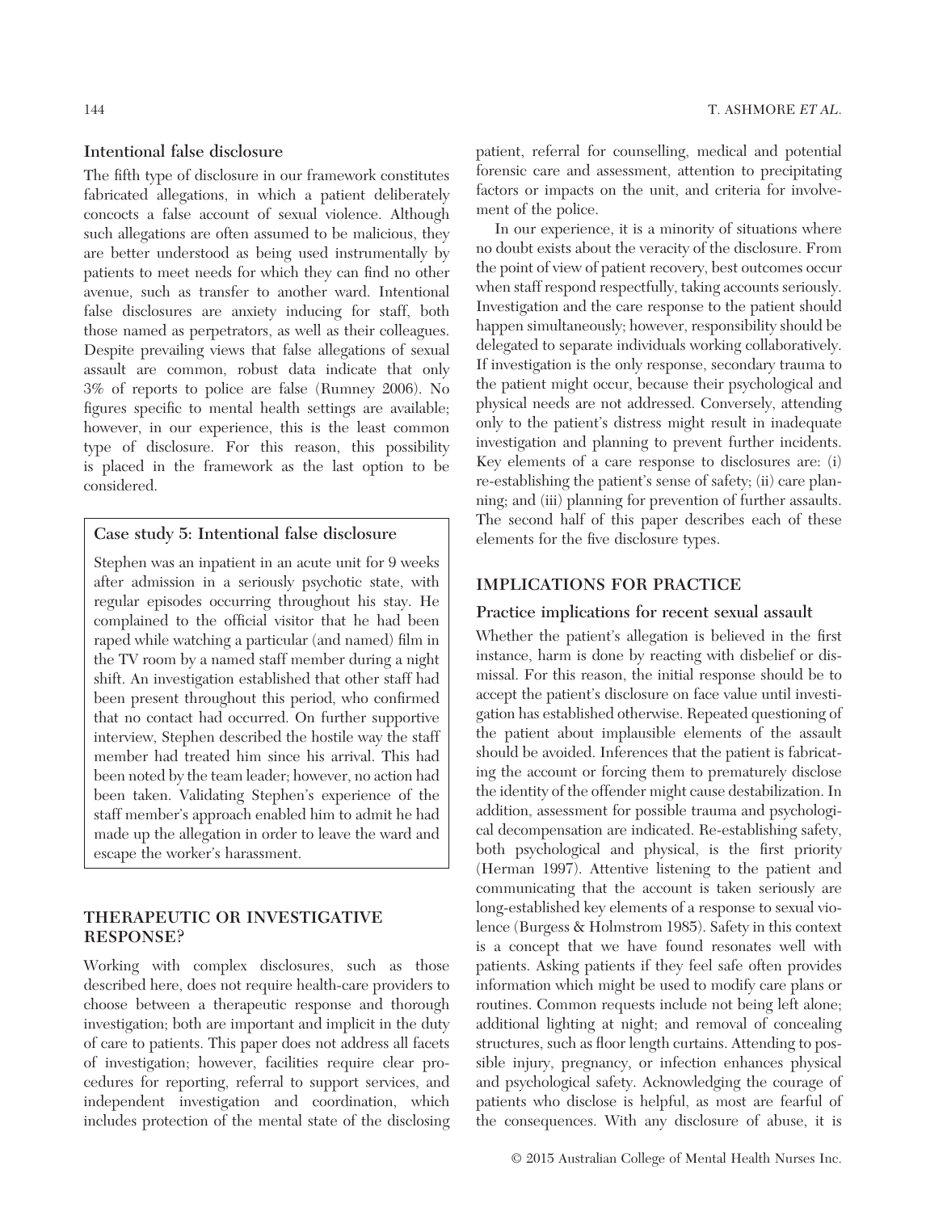### Intentional false disclosure

The fifth type of disclosure in our framework constitutes fabricated allegations, in which a patient deliberately concocts a false account of sexual violence. Although such allegations are often assumed to be malicious, they are better understood as being used instrumentally by patients to meet needs for which they can find no other avenue, such as transfer to another ward. Intentional false disclosures are anxiety inducing for staff, both those named as perpetrators, as well as their colleagues. Despite prevailing views that false allegations of sexual assault are common, robust data indicate that only 3% of reports to police are false (Rumney 2006). No figures specific to mental health settings are available; however, in our experience, this is the least common type of disclosure. For this reason, this possibility is placed in the framework as the last option to be considered.

> **Case study 5: Intentional false disclosure**
>
> Stephen was an inpatient in an acute unit for 9 weeks after admission in a seriously psychotic state, with regular episodes occurring throughout his stay. He complained to the official visitor that he had been raped while watching a particular (and named) film in the TV room by a named staff member during a night shift. An investigation established that other staff had been present throughout this period, who confirmed that no contact had occurred. On further supportive interview, Stephen described the hostile way the staff member had treated him since his arrival. This had been noted by the team leader; however, no action had been taken. Validating Stephen's experience of the staff member's approach enabled him to admit he had made up the allegation in order to leave the ward and escape the worker's harassment.

## THERAPEUTIC OR INVESTIGATIVE RESPONSE?

Working with complex disclosures, such as those described here, does not require health-care providers to choose between a therapeutic response and thorough investigation; both are important and implicit in the duty of care to patients. This paper does not address all facets of investigation; however, facilities require clear procedures for reporting, referral to support services, and independent investigation and coordination, which includes protection of the mental state of the disclosing patient, referral for counselling, medical and potential forensic care and assessment, attention to precipitating factors or impacts on the unit, and criteria for involvement of the police.

In our experience, it is a minority of situations where no doubt exists about the veracity of the disclosure. From the point of view of patient recovery, best outcomes occur when staff respond respectfully, taking accounts seriously. Investigation and the care response to the patient should happen simultaneously; however, responsibility should be delegated to separate individuals working collaboratively. If investigation is the only response, secondary trauma to the patient might occur, because their psychological and physical needs are not addressed. Conversely, attending only to the patient's distress might result in inadequate investigation and planning to prevent further incidents. Key elements of a care response to disclosures are: (i) re-establishing the patient's sense of safety; (ii) care planning; and (iii) planning for prevention of further assaults. The second half of this paper describes each of these elements for the five disclosure types.

## IMPLICATIONS FOR PRACTICE

### Practice implications for recent sexual assault

Whether the patient's allegation is believed in the first instance, harm is done by reacting with disbelief or dismissal. For this reason, the initial response should be to accept the patient's disclosure on face value until investigation has established otherwise. Repeated questioning of the patient about implausible elements of the assault should be avoided. Inferences that the patient is fabricating the account or forcing them to prematurely disclose the identity of the offender might cause destabilization. In addition, assessment for possible trauma and psychological decompensation are indicated. Re-establishing safety, both psychological and physical, is the first priority (Herman 1997). Attentive listening to the patient and communicating that the account is taken seriously are long-established key elements of a response to sexual violence (Burgess & Holmstrom 1985). Safety in this context is a concept that we have found resonates well with patients. Asking patients if they feel safe often provides information which might be used to modify care plans or routines. Common requests include not being left alone; additional lighting at night; and removal of concealing structures, such as floor length curtains. Attending to possible injury, pregnancy, or infection enhances physical and psychological safety. Acknowledging the courage of patients who disclose is helpful, as most are fearful of the consequences. With any disclosure of abuse, it is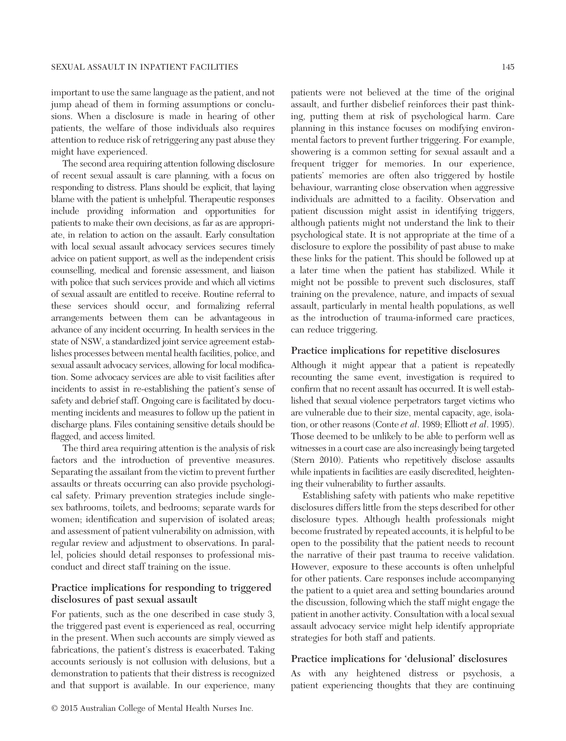important to use the same language as the patient, and not jump ahead of them in forming assumptions or conclusions. When a disclosure is made in hearing of other patients, the welfare of those individuals also requires attention to reduce risk of retriggering any past abuse they might have experienced.

The second area requiring attention following disclosure of recent sexual assault is care planning, with a focus on responding to distress. Plans should be explicit, that laying blame with the patient is unhelpful. Therapeutic responses include providing information and opportunities for patients to make their own decisions, as far as are appropriate, in relation to action on the assault. Early consultation with local sexual assault advocacy services secures timely advice on patient support, as well as the independent crisis counselling, medical and forensic assessment, and liaison with police that such services provide and which all victims of sexual assault are entitled to receive. Routine referral to these services should occur, and formalizing referral arrangements between them can be advantageous in advance of any incident occurring. In health services in the state of NSW, a standardized joint service agreement establishes processes between mental health facilities, police, and sexual assault advocacy services, allowing for local modification. Some advocacy services are able to visit facilities after incidents to assist in re-establishing the patient's sense of safety and debrief staff. Ongoing care is facilitated by documenting incidents and measures to follow up the patient in discharge plans. Files containing sensitive details should be flagged, and access limited.

The third area requiring attention is the analysis of risk factors and the introduction of preventive measures. Separating the assailant from the victim to prevent further assaults or threats occurring can also provide psychological safety. Primary prevention strategies include single-sex bathrooms, toilets, and bedrooms; separate wards for women; identification and supervision of isolated areas; and assessment of patient vulnerability on admission, with regular review and adjustment to observations. In parallel, policies should detail responses to professional misconduct and direct staff training on the issue.

### Practice implications for responding to triggered disclosures of past sexual assault

For patients, such as the one described in case study 3, the triggered past event is experienced as real, occurring in the present. When such accounts are simply viewed as fabrications, the patient's distress is exacerbated. Taking accounts seriously is not collusion with delusions, but a demonstration to patients that their distress is recognized and that support is available. In our experience, many patients were not believed at the time of the original assault, and further disbelief reinforces their past thinking, putting them at risk of psychological harm. Care planning in this instance focuses on modifying environmental factors to prevent further triggering. For example, showering is a common setting for sexual assault and a frequent trigger for memories. In our experience, patients' memories are often also triggered by hostile behaviour, warranting close observation when aggressive individuals are admitted to a facility. Observation and patient discussion might assist in identifying triggers, although patients might not understand the link to their psychological state. It is not appropriate at the time of a disclosure to explore the possibility of past abuse to make these links for the patient. This should be followed up at a later time when the patient has stabilized. While it might not be possible to prevent such disclosures, staff training on the prevalence, nature, and impacts of sexual assault, particularly in mental health populations, as well as the introduction of trauma-informed care practices, can reduce triggering.

### Practice implications for repetitive disclosures

Although it might appear that a patient is repeatedly recounting the same event, investigation is required to confirm that no recent assault has occurred. It is well established that sexual violence perpetrators target victims who are vulnerable due to their size, mental capacity, age, isolation, or other reasons (Conte *et al*. 1989; Elliott *et al*. 1995). Those deemed to be unlikely to be able to perform well as witnesses in a court case are also increasingly being targeted (Stern 2010). Patients who repetitively disclose assaults while inpatients in facilities are easily discredited, heightening their vulnerability to further assaults.

Establishing safety with patients who make repetitive disclosures differs little from the steps described for other disclosure types. Although health professionals might become frustrated by repeated accounts, it is helpful to be open to the possibility that the patient needs to recount the narrative of their past trauma to receive validation. However, exposure to these accounts is often unhelpful for other patients. Care responses include accompanying the patient to a quiet area and setting boundaries around the discussion, following which the staff might engage the patient in another activity. Consultation with a local sexual assault advocacy service might help identify appropriate strategies for both staff and patients.

### Practice implications for 'delusional' disclosures

As with any heightened distress or psychosis, a patient experiencing thoughts that they are continuing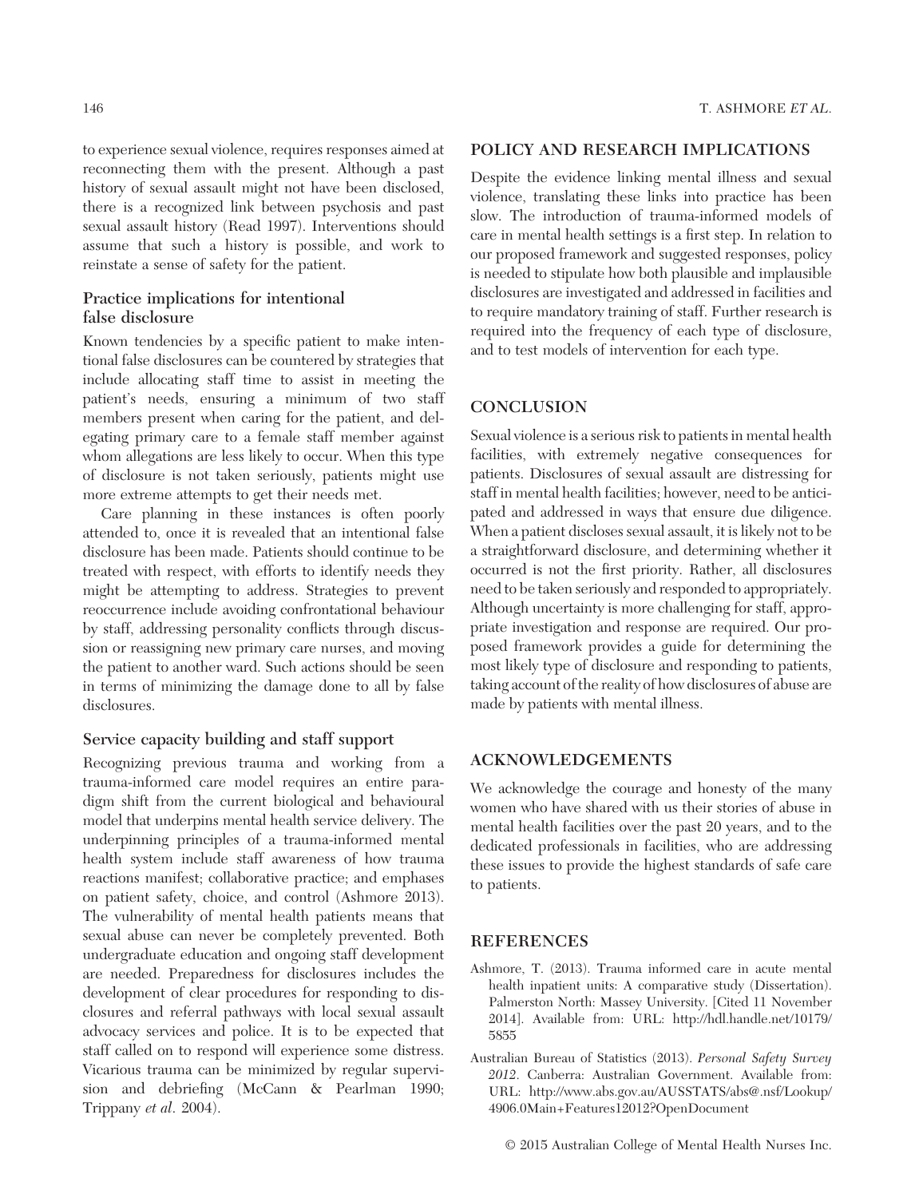to experience sexual violence, requires responses aimed at reconnecting them with the present. Although a past history of sexual assault might not have been disclosed, there is a recognized link between psychosis and past sexual assault history (Read 1997). Interventions should assume that such a history is possible, and work to reinstate a sense of safety for the patient.

### Practice implications for intentional false disclosure

Known tendencies by a specific patient to make intentional false disclosures can be countered by strategies that include allocating staff time to assist in meeting the patient's needs, ensuring a minimum of two staff members present when caring for the patient, and delegating primary care to a female staff member against whom allegations are less likely to occur. When this type of disclosure is not taken seriously, patients might use more extreme attempts to get their needs met.

Care planning in these instances is often poorly attended to, once it is revealed that an intentional false disclosure has been made. Patients should continue to be treated with respect, with efforts to identify needs they might be attempting to address. Strategies to prevent reoccurrence include avoiding confrontational behaviour by staff, addressing personality conflicts through discussion or reassigning new primary care nurses, and moving the patient to another ward. Such actions should be seen in terms of minimizing the damage done to all by false disclosures.

### Service capacity building and staff support

Recognizing previous trauma and working from a trauma-informed care model requires an entire paradigm shift from the current biological and behavioural model that underpins mental health service delivery. The underpinning principles of a trauma-informed mental health system include staff awareness of how trauma reactions manifest; collaborative practice; and emphases on patient safety, choice, and control (Ashmore 2013). The vulnerability of mental health patients means that sexual abuse can never be completely prevented. Both undergraduate education and ongoing staff development are needed. Preparedness for disclosures includes the development of clear procedures for responding to disclosures and referral pathways with local sexual assault advocacy services and police. It is to be expected that staff called on to respond will experience some distress. Vicarious trauma can be minimized by regular supervision and debriefing (McCann & Pearlman 1990; Trippany *et al.* 2004).

## POLICY AND RESEARCH IMPLICATIONS

Despite the evidence linking mental illness and sexual violence, translating these links into practice has been slow. The introduction of trauma-informed models of care in mental health settings is a first step. In relation to our proposed framework and suggested responses, policy is needed to stipulate how both plausible and implausible disclosures are investigated and addressed in facilities and to require mandatory training of staff. Further research is required into the frequency of each type of disclosure, and to test models of intervention for each type.

## CONCLUSION

Sexual violence is a serious risk to patients in mental health facilities, with extremely negative consequences for patients. Disclosures of sexual assault are distressing for staff in mental health facilities; however, need to be anticipated and addressed in ways that ensure due diligence. When a patient discloses sexual assault, it is likely not to be a straightforward disclosure, and determining whether it occurred is not the first priority. Rather, all disclosures need to be taken seriously and responded to appropriately. Although uncertainty is more challenging for staff, appropriate investigation and response are required. Our proposed framework provides a guide for determining the most likely type of disclosure and responding to patients, taking account of the reality of how disclosures of abuse are made by patients with mental illness.

## ACKNOWLEDGEMENTS

We acknowledge the courage and honesty of the many women who have shared with us their stories of abuse in mental health facilities over the past 20 years, and to the dedicated professionals in facilities, who are addressing these issues to provide the highest standards of safe care to patients.

## REFERENCES

Ashmore, T. (2013). Trauma informed care in acute mental health inpatient units: A comparative study (Dissertation). Palmerston North: Massey University. [Cited 11 November 2014]. Available from: URL: http://hdl.handle.net/10179/5855

Australian Bureau of Statistics (2013). *Personal Safety Survey 2012*. Canberra: Australian Government. Available from: URL: http://www.abs.gov.au/AUSSTATS/abs@.nsf/Lookup/4906.0Main+Features12012?OpenDocument

© 2015 Australian College of Mental Health Nurses Inc.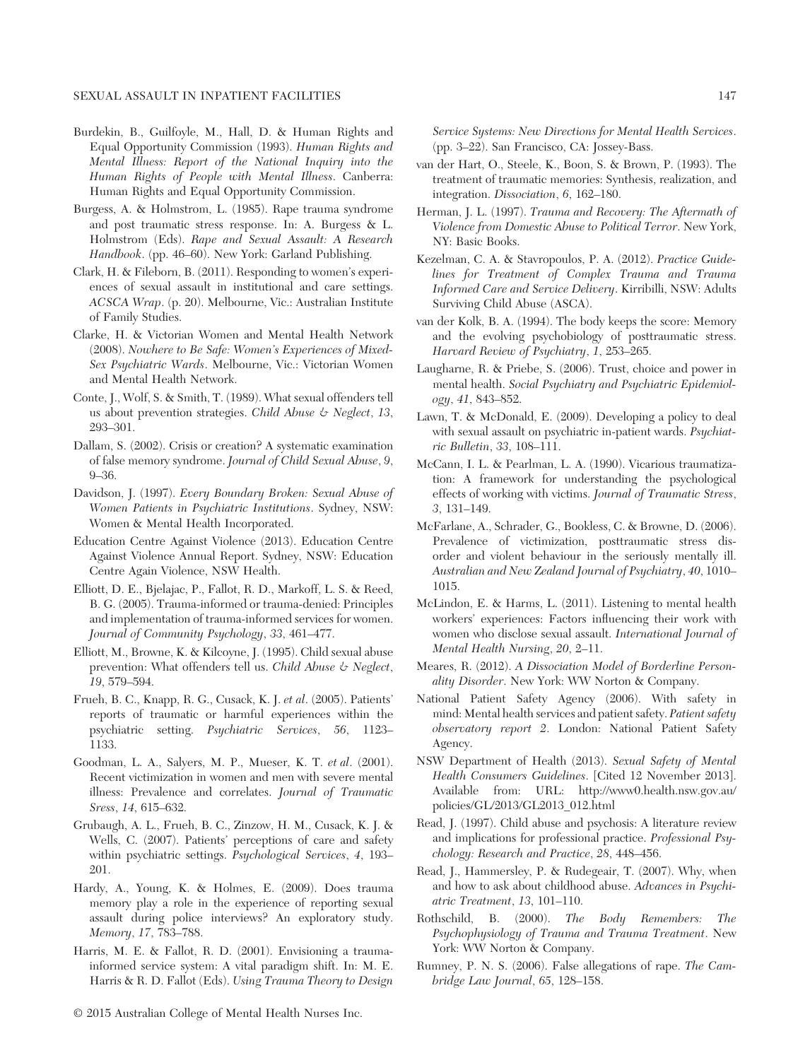Burdekin, B., Guilfoyle, M., Hall, D. & Human Rights and Equal Opportunity Commission (1993). *Human Rights and Mental Illness: Report of the National Inquiry into the Human Rights of People with Mental Illness*. Canberra: Human Rights and Equal Opportunity Commission.

Burgess, A. & Holmstrom, L. (1985). Rape trauma syndrome and post traumatic stress response. In: A. Burgess & L. Holmstrom (Eds). *Rape and Sexual Assault: A Research Handbook*. (pp. 46–60). New York: Garland Publishing.

Clark, H. & Fileborn, B. (2011). Responding to women's experiences of sexual assault in institutional and care settings. *ACSCA Wrap*. (p. 20). Melbourne, Vic.: Australian Institute of Family Studies.

Clarke, H. & Victorian Women and Mental Health Network (2008). *Nowhere to Be Safe: Women's Experiences of Mixed-Sex Psychiatric Wards*. Melbourne, Vic.: Victorian Women and Mental Health Network.

Conte, J., Wolf, S. & Smith, T. (1989). What sexual offenders tell us about prevention strategies. *Child Abuse & Neglect*, *13*, 293–301.

Dallam, S. (2002). Crisis or creation? A systematic examination of false memory syndrome. *Journal of Child Sexual Abuse*, *9*, 9–36.

Davidson, J. (1997). *Every Boundary Broken: Sexual Abuse of Women Patients in Psychiatric Institutions*. Sydney, NSW: Women & Mental Health Incorporated.

Education Centre Against Violence (2013). Education Centre Against Violence Annual Report. Sydney, NSW: Education Centre Again Violence, NSW Health.

Elliott, D. E., Bjelajac, P., Fallot, R. D., Markoff, L. S. & Reed, B. G. (2005). Trauma-informed or trauma-denied: Principles and implementation of trauma-informed services for women. *Journal of Community Psychology*, *33*, 461–477.

Elliott, M., Browne, K. & Kilcoyne, J. (1995). Child sexual abuse prevention: What offenders tell us. *Child Abuse & Neglect*, *19*, 579–594.

Frueh, B. C., Knapp, R. G., Cusack, K. J. *et al*. (2005). Patients' reports of traumatic or harmful experiences within the psychiatric setting. *Psychiatric Services*, *56*, 1123–1133.

Goodman, L. A., Salyers, M. P., Mueser, K. T. *et al*. (2001). Recent victimization in women and men with severe mental illness: Prevalence and correlates. *Journal of Traumatic Sress*, *14*, 615–632.

Grubaugh, A. L., Frueh, B. C., Zinzow, H. M., Cusack, K. J. & Wells, C. (2007). Patients' perceptions of care and safety within psychiatric settings. *Psychological Services*, *4*, 193–201.

Hardy, A., Young, K. & Holmes, E. (2009). Does trauma memory play a role in the experience of reporting sexual assault during police interviews? An exploratory study. *Memory*, *17*, 783–788.

Harris, M. E. & Fallot, R. D. (2001). Envisioning a trauma-informed service system: A vital paradigm shift. In: M. E. Harris & R. D. Fallot (Eds). *Using Trauma Theory to Design Service Systems: New Directions for Mental Health Services*. (pp. 3–22). San Francisco, CA: Jossey-Bass.

van der Hart, O., Steele, K., Boon, S. & Brown, P. (1993). The treatment of traumatic memories: Synthesis, realization, and integration. *Dissociation*, *6*, 162–180.

Herman, J. L. (1997). *Trauma and Recovery: The Aftermath of Violence from Domestic Abuse to Political Terror*. New York, NY: Basic Books.

Kezelman, C. A. & Stavropoulos, P. A. (2012). *Practice Guidelines for Treatment of Complex Trauma and Trauma Informed Care and Service Delivery*. Kirribilli, NSW: Adults Surviving Child Abuse (ASCA).

van der Kolk, B. A. (1994). The body keeps the score: Memory and the evolving psychobiology of posttraumatic stress. *Harvard Review of Psychiatry*, *1*, 253–265.

Laugharne, R. & Priebe, S. (2006). Trust, choice and power in mental health. *Social Psychiatry and Psychiatric Epidemiology*, *41*, 843–852.

Lawn, T. & McDonald, E. (2009). Developing a policy to deal with sexual assault on psychiatric in-patient wards. *Psychiatric Bulletin*, *33*, 108–111.

McCann, I. L. & Pearlman, L. A. (1990). Vicarious traumatization: A framework for understanding the psychological effects of working with victims. *Journal of Traumatic Stress*, *3*, 131–149.

McFarlane, A., Schrader, G., Bookless, C. & Browne, D. (2006). Prevalence of victimization, posttraumatic stress disorder and violent behaviour in the seriously mentally ill. *Australian and New Zealand Journal of Psychiatry*, *40*, 1010–1015.

McLindon, E. & Harms, L. (2011). Listening to mental health workers' experiences: Factors influencing their work with women who disclose sexual assault. *International Journal of Mental Health Nursing*, *20*, 2–11.

Meares, R. (2012). *A Dissociation Model of Borderline Personality Disorder*. New York: WW Norton & Company.

National Patient Safety Agency (2006). With safety in mind: Mental health services and patient safety. *Patient safety observatory report 2*. London: National Patient Safety Agency.

NSW Department of Health (2013). *Sexual Safety of Mental Health Consumers Guidelines*. [Cited 12 November 2013]. Available from: URL: http://www0.health.nsw.gov.au/policies/GL/2013/GL2013_012.html

Read, J. (1997). Child abuse and psychosis: A literature review and implications for professional practice. *Professional Psychology: Research and Practice*, *28*, 448–456.

Read, J., Hammersley, P. & Rudegeair, T. (2007). Why, when and how to ask about childhood abuse. *Advances in Psychiatric Treatment*, *13*, 101–110.

Rothschild, B. (2000). *The Body Remembers: The Psychophysiology of Trauma and Trauma Treatment*. New York: WW Norton & Company.

Rumney, P. N. S. (2006). False allegations of rape. *The Cambridge Law Journal*, *65*, 128–158.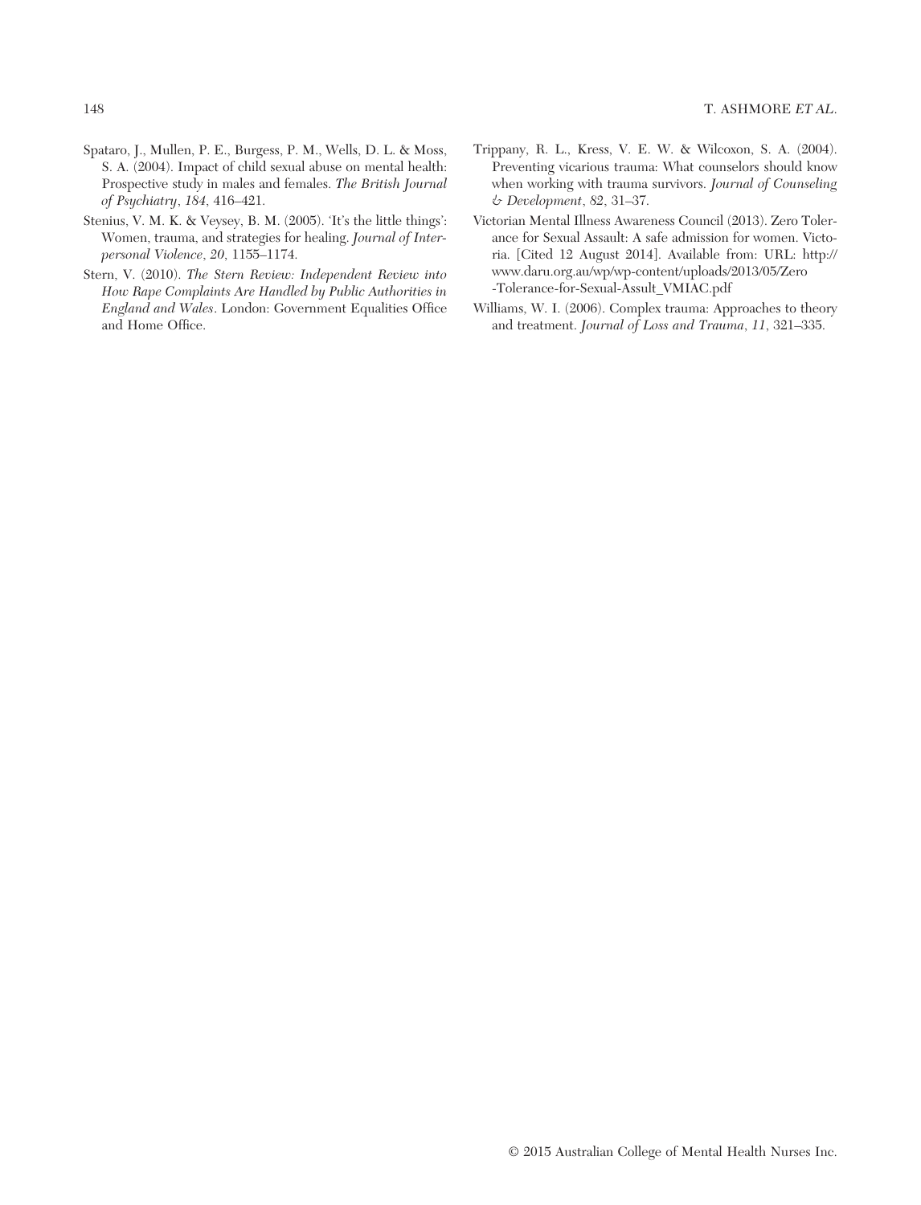Spataro, J., Mullen, P. E., Burgess, P. M., Wells, D. L. & Moss, S. A. (2004). Impact of child sexual abuse on mental health: Prospective study in males and females. *The British Journal of Psychiatry*, *184*, 416–421.

Stenius, V. M. K. & Veysey, B. M. (2005). 'It's the little things': Women, trauma, and strategies for healing. *Journal of Interpersonal Violence*, *20*, 1155–1174.

Stern, V. (2010). *The Stern Review: Independent Review into How Rape Complaints Are Handled by Public Authorities in England and Wales*. London: Government Equalities Office and Home Office.

Trippany, R. L., Kress, V. E. W. & Wilcoxon, S. A. (2004). Preventing vicarious trauma: What counselors should know when working with trauma survivors. *Journal of Counseling & Development*, *82*, 31–37.

Victorian Mental Illness Awareness Council (2013). Zero Tolerance for Sexual Assault: A safe admission for women. Victoria. [Cited 12 August 2014]. Available from: URL: http://www.daru.org.au/wp/wp-content/uploads/2013/05/Zero-Tolerance-for-Sexual-Assult_VMIAC.pdf

Williams, W. I. (2006). Complex trauma: Approaches to theory and treatment. *Journal of Loss and Trauma*, *11*, 321–335.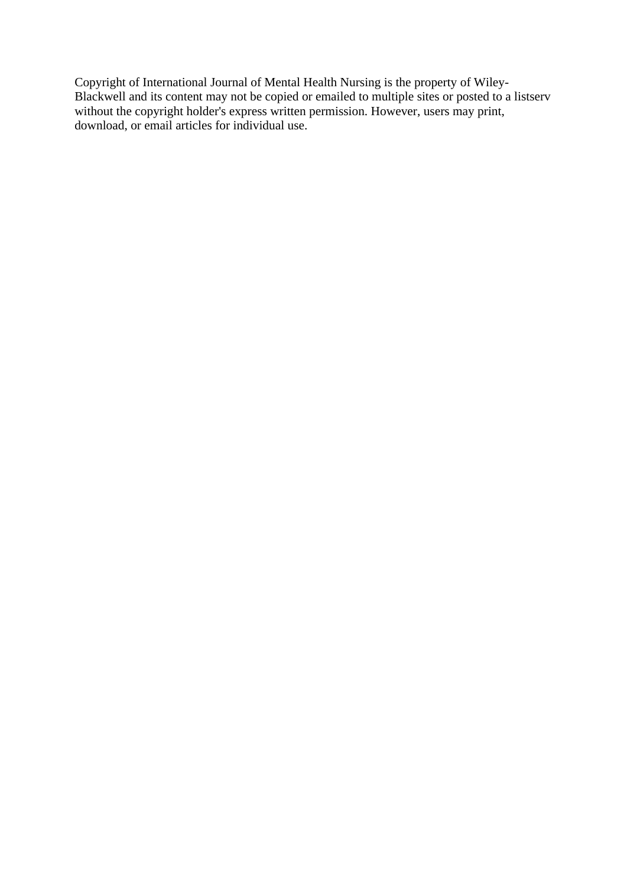Copyright of International Journal of Mental Health Nursing is the property of Wiley-Blackwell and its content may not be copied or emailed to multiple sites or posted to a listserv without the copyright holder's express written permission. However, users may print, download, or email articles for individual use.